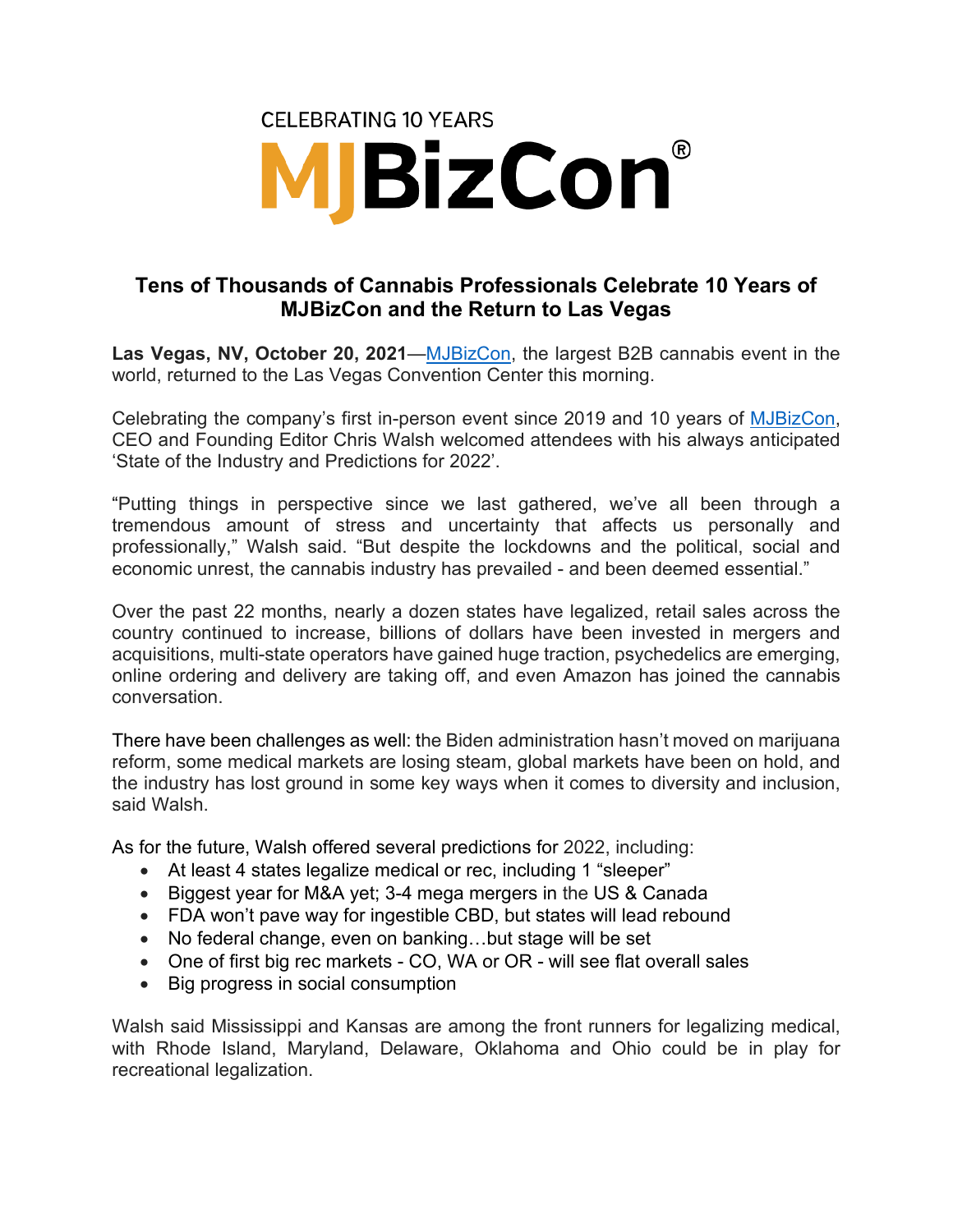CELEBRATING 10 YEARS

# MJBizCon®

## Tens of Thousands of Cannabis Professionals Celebrate 10 Years of MJBizCon and the Return to Las Vegas

**Las Vegas, NV, October 20, 2021**—MJBizCon, the largest B2B cannabis event in the world, returned to the Las Vegas Convention Center this morning.

Celebrating the company's first in-person event since 2019 and 10 years of MJBizCon, CEO and Founding Editor Chris Walsh welcomed attendees with his always anticipated 'State of the Industry and Predictions for 2022'.

"Putting things in perspective since we last gathered, we've all been through a tremendous amount of stress and uncertainty that affects us personally and professionally," Walsh said. "But despite the lockdowns and the political, social and economic unrest, the cannabis industry has prevailed - and been deemed essential."

Over the past 22 months, nearly a dozen states have legalized, retail sales across the country continued to increase, billions of dollars have been invested in mergers and acquisitions, multi-state operators have gained huge traction, psychedelics are emerging, online ordering and delivery are taking off, and even Amazon has joined the cannabis conversation.

There have been challenges as well: the Biden administration hasn't moved on marijuana reform, some medical markets are losing steam, global markets have been on hold, and the industry has lost ground in some key ways when it comes to diversity and inclusion, said Walsh.

As for the future, Walsh offered several predictions for 2022, including:

- At least 4 states legalize medical or rec, including 1 "sleeper"
- Biggest year for M&A yet; 3-4 mega mergers in the US & Canada
- FDA won't pave way for ingestible CBD, but states will lead rebound
- No federal change, even on banking…but stage will be set
- One of first big rec markets - CO, WA or OR - will see flat overall sales
- Big progress in social consumption

Walsh said Mississippi and Kansas are among the front runners for legalizing medical, with Rhode Island, Maryland, Delaware, Oklahoma and Ohio could be in play for recreational legalization.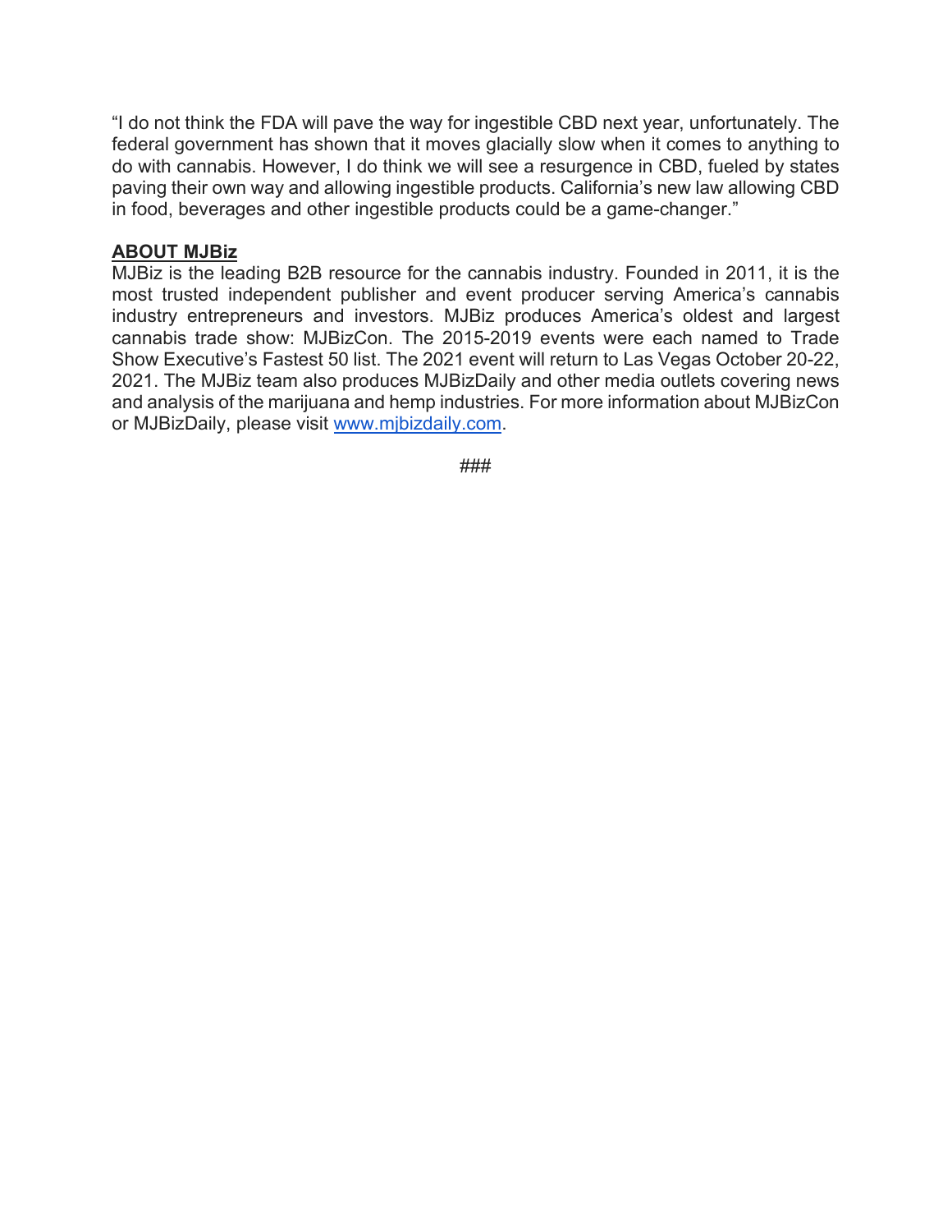"I do not think the FDA will pave the way for ingestible CBD next year, unfortunately. The federal government has shown that it moves glacially slow when it comes to anything to do with cannabis. However, I do think we will see a resurgence in CBD, fueled by states paving their own way and allowing ingestible products. California's new law allowing CBD in food, beverages and other ingestible products could be a game-changer."

**ABOUT MJBiz**

MJBiz is the leading B2B resource for the cannabis industry. Founded in 2011, it is the most trusted independent publisher and event producer serving America's cannabis industry entrepreneurs and investors. MJBiz produces America's oldest and largest cannabis trade show: MJBizCon. The 2015-2019 events were each named to Trade Show Executive's Fastest 50 list. The 2021 event will return to Las Vegas October 20-22, 2021. The MJBiz team also produces MJBizDaily and other media outlets covering news and analysis of the marijuana and hemp industries. For more information about MJBizCon or MJBizDaily, please visit [www.mjbizdaily.com](http://www.mjbizdaily.com).

###